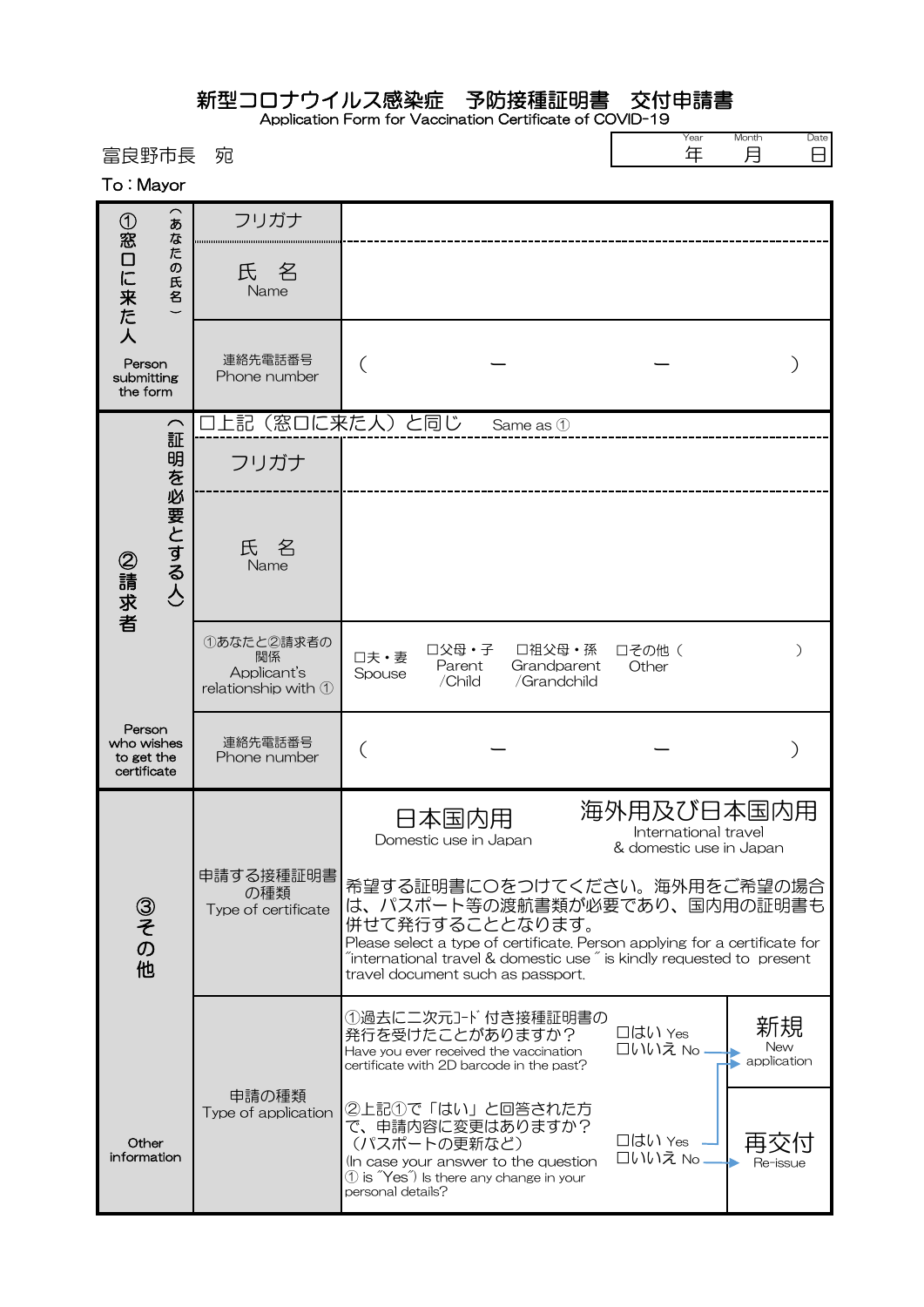# 新型コロナウイルス感染症　予防接種証明書　交付申請書

Application Form for Vaccination Certificate of COVID-19

| Year | Month | Date |
| --- | --- | --- |
| 年 | 月 | 日 |

富良野市長　宛

To：Mayor

| | | |
| --- | --- | --- |
| ①窓口に来た人（あなたの氏名） Person submitting the form | フリガナ | |
| | 氏　名 Name | |
| | 連絡先電話番号 Phone number | （　　　－　　　－　　　） |
| ②請求者（証明を必要とする人） Person who wishes to get the certificate | □上記（窓口に来た人）と同じ　Same as ① | |
| | フリガナ | |
| | 氏　名 Name | |
| | ①あなたと②請求者の関係 Applicant's relationship with ① | □夫・妻 Spouse　□父母・子 Parent /Child　□祖父母・孫 Grandparent /Grandchild　□その他（　　　） Other |
| | 連絡先電話番号 Phone number | （　　　－　　　－　　　） |
| ③その他 Other information | 申請する接種証明書の種類 Type of certificate | 日本国内用 Domestic use in Japan　／　海外用及び日本国内用 International travel & domestic use in Japan<br>希望する証明書に〇をつけてください。海外用をご希望の場合は、パスポート等の渡航書類が必要であり、国内用の証明書も併せて発行することとなります。<br>Please select a type of certificate. Person applying for a certificate for "international travel & domestic use" is kindly requested to present travel document such as passport. |
| | 申請の種類 Type of application | ①過去に二次元コード付き接種証明書の発行を受けたことがありますか？ Have you ever received the vaccination certificate with 2D barcode in the past?　□はい Yes　□いいえ No → 新規 New application<br>②上記①で「はい」と回答された方で、申請内容に変更はありますか？（パスポートの更新など） (In case your answer to the question ① is "Yes") Is there any change in your personal details?　□はい Yes → 新規 New application　□いいえ No → 再交付 Re-issue |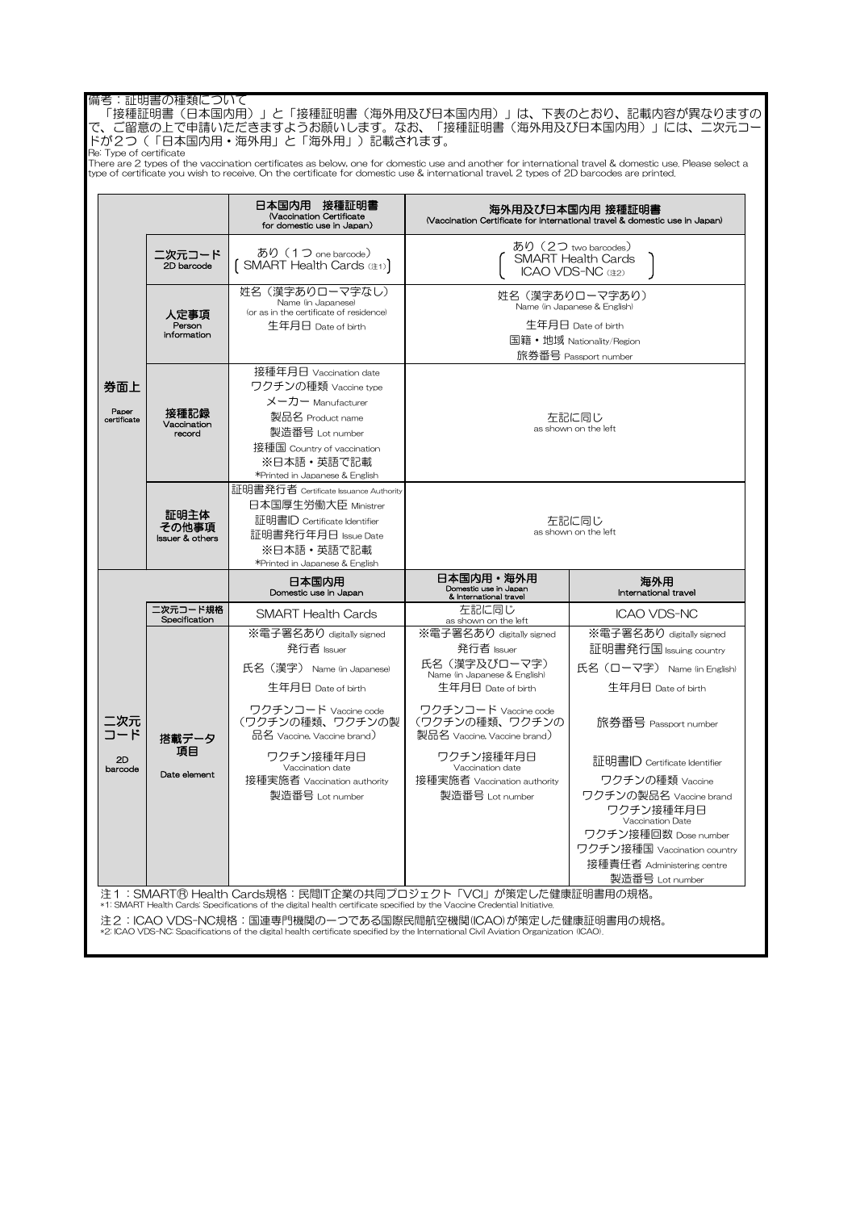備考：証明書の種類について

「接種証明書（日本国内用）」と「接種証明書（海外用及び日本国内用）」は、下表のとおり、記載内容が異なりますので、ご留意の上で申請いただきますようお願いします。なお、「接種証明書（海外用及び日本国内用）」には、二次元コードが2つ（「日本国内用・海外用」と「海外用」）記載されます。

Re: Type of certificate

There are 2 types of the vaccination certificates as below, one for domestic use and another for international travel & domestic use. Please select a type of certificate you wish to receive. On the certificate for domestic use & international travel, 2 types of 2D barcodes are printed.

| | | 日本国内用　接種証明書 (Vaccination Certificate for domestic use in Japan) | 海外用及び日本国内用 接種証明書 (Vaccination Certificate for international travel & domestic use in Japan) | |
|---|---|---|---|---|
| 券面上 Paper certificate | 二次元コード 2D barcode | あり（1つ one barcode）［SMART Health Cards (注1)］ | あり（2つ two barcodes）（SMART Health Cards / ICAO VDS-NC (注2)） | |
| | 人定事項 Person information | 姓名（漢字ありローマ字なし）Name (in Japanese) (or as in the certificate of residence)<br>生年月日 Date of birth | 姓名（漢字ありローマ字あり）Name (in Japanese & English)<br>生年月日 Date of birth<br>国籍・地域 Nationality/Region<br>旅券番号 Passport number | |
| | 接種記録 Vaccination record | 接種年月日 Vaccination date<br>ワクチンの種類 Vaccine type<br>メーカー Manufacturer<br>製品名 Product name<br>製造番号 Lot number<br>接種国 Country of vaccination<br>※日本語・英語で記載 *Printed in Japanese & English | 左記に同じ as shown on the left | |
| | 証明主体 その他事項 Issuer & others | 証明書発行者 Certificate Issuance Authority<br>日本国厚生労働大臣 Ministrer<br>証明書ID Certificate Identifier<br>証明書発行年月日 Issue Date<br>※日本語・英語で記載 *Printed in Japanese & English | 左記に同じ as shown on the left | |
| 二次元コード 2D barcode | | 日本国内用 Domestic use in Japan | 日本国内用・海外用 Domestic use in Japan & International travel | 海外用 International travel |
| | 二次元コード規格 Specification | SMART Health Cards | 左記に同じ as shown on the left | ICAO VDS-NC |
| | 搭載データ項目 Date element | ※電子署名あり digitally signed<br>発行者 Issuer<br>氏名（漢字） Name (in Japanese)<br>生年月日 Date of birth<br>ワクチンコード Vaccine code（ワクチンの種類、ワクチンの製品名 Vaccine, Vaccine brand）<br>ワクチン接種年月日 Vaccination date<br>接種実施者 Vaccination authority<br>製造番号 Lot number | ※電子署名あり digitally signed<br>発行者 Issuer<br>氏名（漢字及びローマ字） Name (in Japanese & English)<br>生年月日 Date of birth<br>ワクチンコード Vaccine code（ワクチンの種類、ワクチンの製品名 Vaccine, Vaccine brand）<br>ワクチン接種年月日 Vaccination date<br>接種実施者 Vaccination authority<br>製造番号 Lot number | ※電子署名あり digitally signed<br>証明書発行国 Issuing country<br>氏名（ローマ字） Name (in English)<br>生年月日 Date of birth<br>旅券番号 Passport number<br>証明書ID Certificate Identifier<br>ワクチンの種類 Vaccine<br>ワクチンの製品名 Vaccine brand<br>ワクチン接種年月日 Vaccination Date<br>ワクチン接種回数 Dose number<br>ワクチン接種国 Vaccination country<br>接種責任者 Administering centre<br>製造番号 Lot number |

注1：SMART® Health Cards規格：民間IT企業の共同プロジェクト「VCI」が策定した健康証明書用の規格。
*1: SMART Health Cards: Specifications of the digital health certificate specified by the Vaccine Credential Initiative.

注2：ICAO VDS-NC規格：国連専門機関の一つである国際民間航空機関(ICAO)が策定した健康証明書用の規格。
*2: ICAO VDS-NC: Spacifications of the digital health certificate specified by the International Civil Aviation Organization (ICAO).